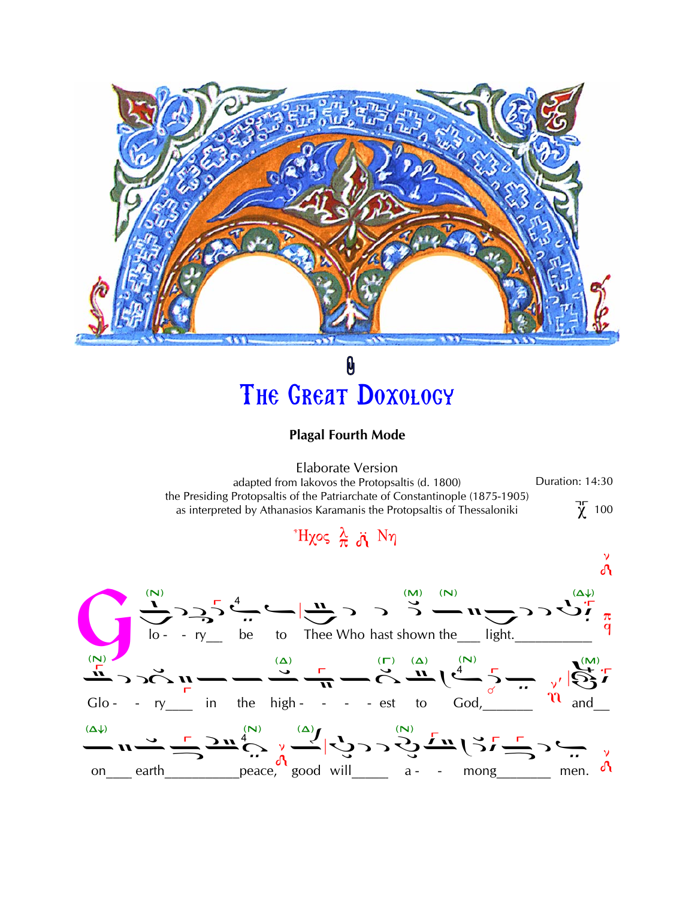# The Great Doxology

**Plagal Fourth Mode**

Elaborate Version

adapted from Iakovos the Protopsaltis (d. 1800)
the Presiding Protopsaltis of the Patriarchate of Constantinople (1875-1905)
as interpreted by Athanasios Karamanis the Protopsaltis of Thessaloniki

Duration: 14:30

100

Ἦχος Νη

Glo - - ry__ be to Thee Who hast shown the___ light.__________

Glo - - ry____ in the high - - - - est to God,_______ and__

on___ earth__________peace, good will_____ a - - mong_______ men.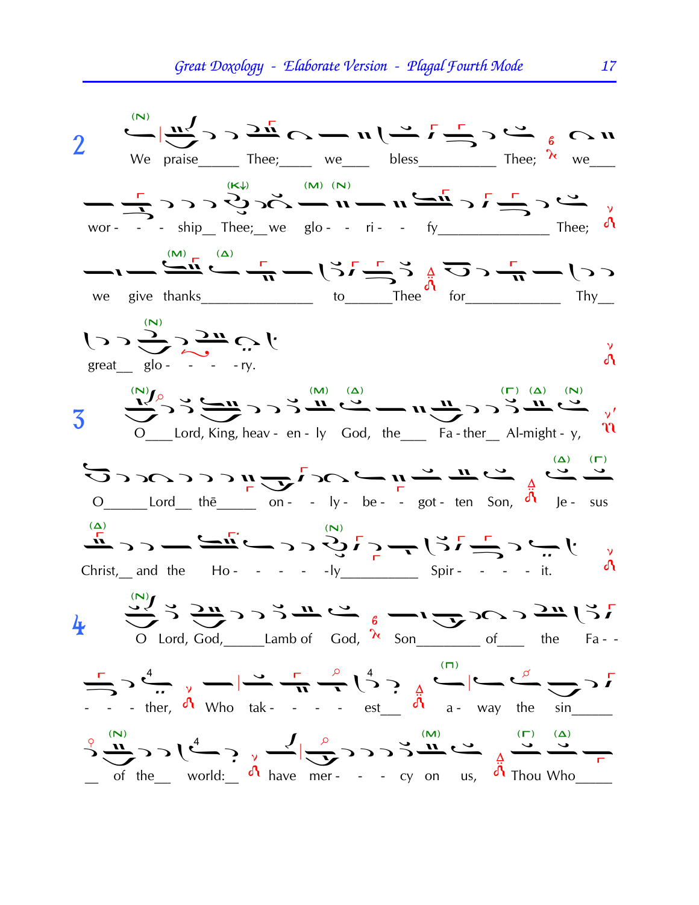2 We praise_____ Thee;____ we___ bless__________ Thee; we___

wor - - - ship__ Thee;__we glo - - ri - - fy______________ Thee;

we give thanks______________ to______Thee for_____________ Thy__

great__ glo - - - - ry.

3 O___Lord, King, heav - en - ly God, the___ Fa - ther__ Al-might - y,

O_____Lord__ thē_____ on - - ly - be - - got - ten Son, Je - sus

Christ,__ and the Ho - - - - -ly_________ Spir - - - - it.

4 O Lord, God,_____Lamb of God, Son________ of___ the Fa - -

- - - ther, Who tak - - - - est__ a - way the sin_____

__ of the__ world:__ have mer - - - cy on us, Thou Who_____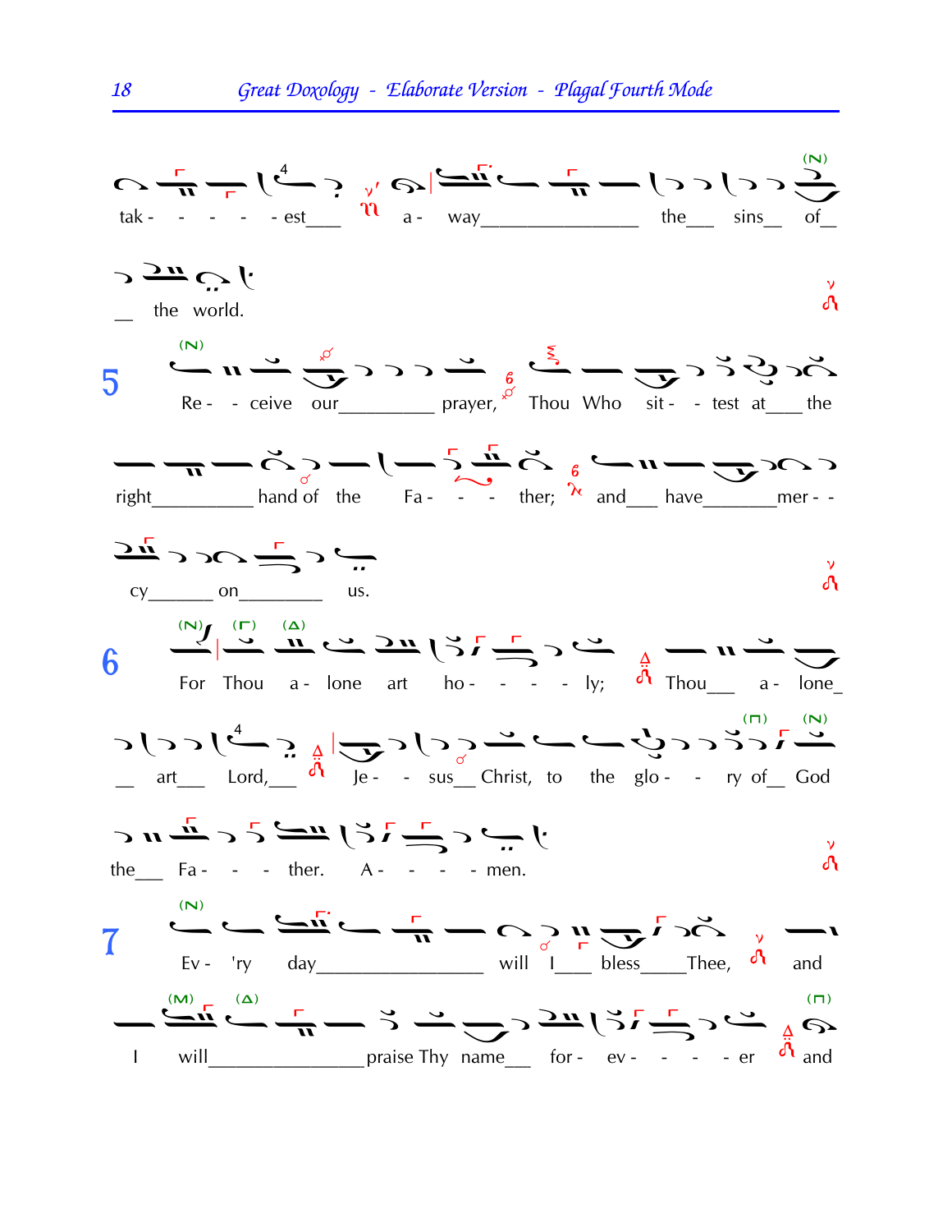tak - - - - - est___ a - way_______________ the___ sins__ of__

__ the world.

**5** Re - - ceive our_________ prayer, Thou Who sit - - test at___ the

right__________ hand of the Fa - - - ther; and___ have_______mer - -

cy______ on________ us.

**6** For Thou a - lone art ho - - - - ly; Thou___ a - lone_

__ art___ Lord,___ Je - - sus__ Christ, to the glo - - ry of__ God

the___ Fa - - - ther. A - - - - men.

**7** Ev - 'ry day________________ will I___ bless_____Thee, and

I will_______________praise Thy name__ for - ev - - - - er and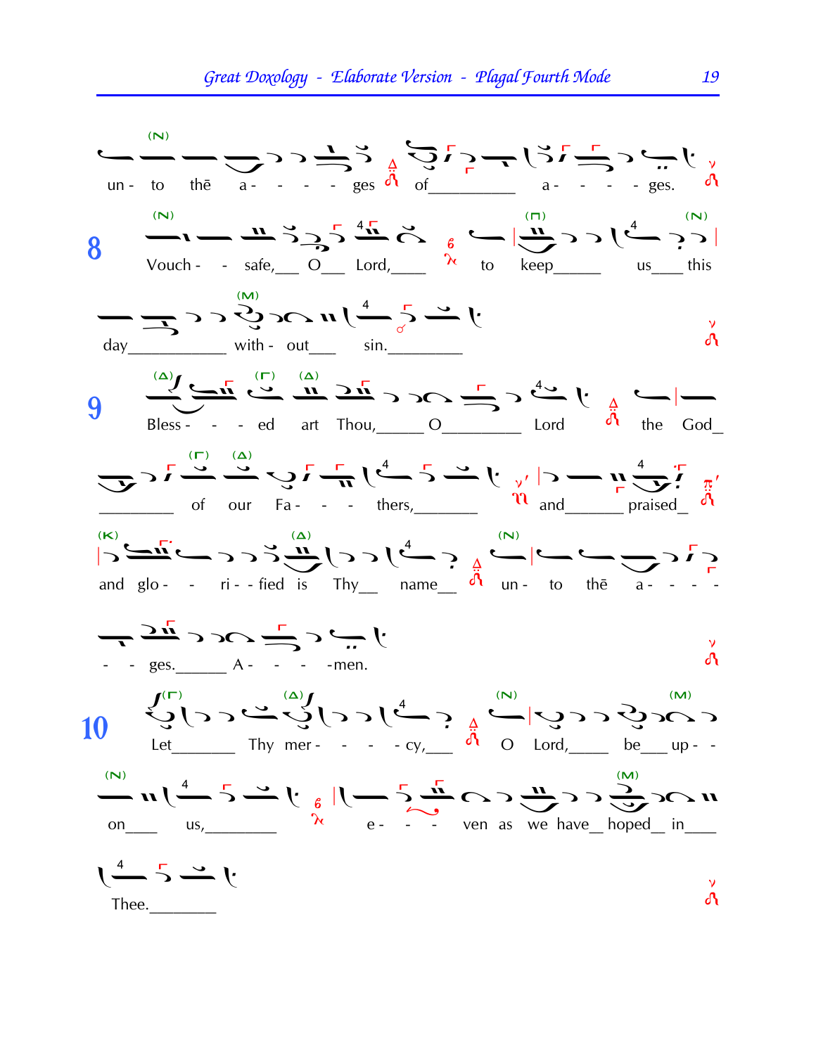un - to thē a - - - - ges of__________ a - - - - ges.

**8** Vouch - - safe,___ O___ Lord,____ to keep_____ us___ this

day___________ with - out___ sin.________

**9** Bless - - - ed art Thou,_____ O_________ Lord the God_

________ of our Fa - - - thers,_______ and_______ praised_

and glo - - ri - - fied is Thy__ name__ un - to thē a - - - -

- - ges.______ A - - - -men.

**10** Let_______ Thy mer - - - - cy,___ O Lord,_____ be___ up - -

on___ us,________ e - - - ven as we have__ hoped__ in____

Thee.________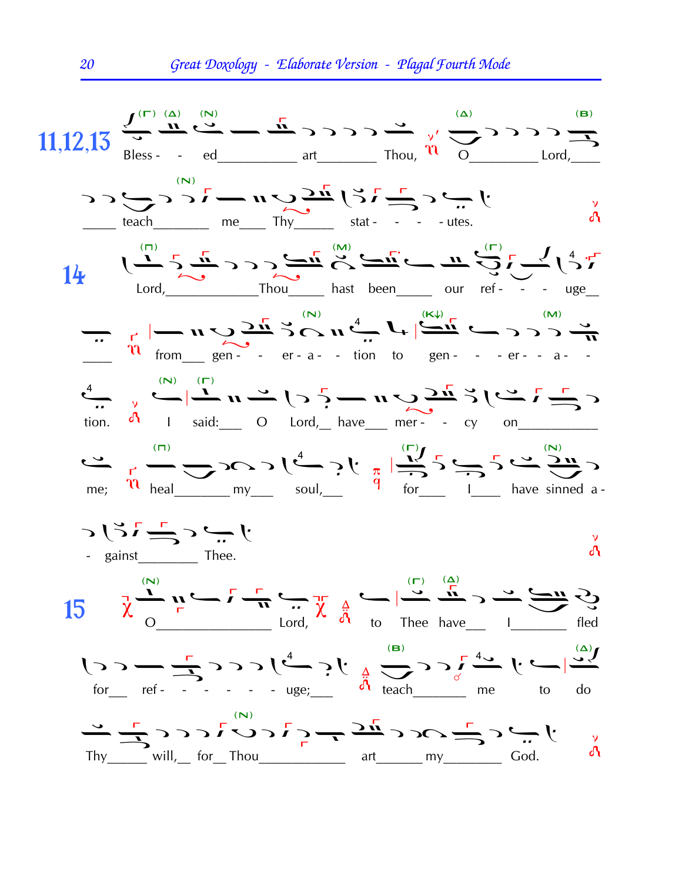**11,12,13** Bless - - ed art Thou, O Lord, teach me Thy stat - - - - utes.

**14** Lord, Thou hast been our ref - - - uge from gen - - er - a - - tion to gen - - - er - - a - - tion. I said: O Lord, have mer - - cy on me; heal my soul, for I have sinned a - - gainst Thee.

**15** O Lord, to Thee have I fled for ref - - - - - - uge; teach me to do Thy will, for Thou art my God.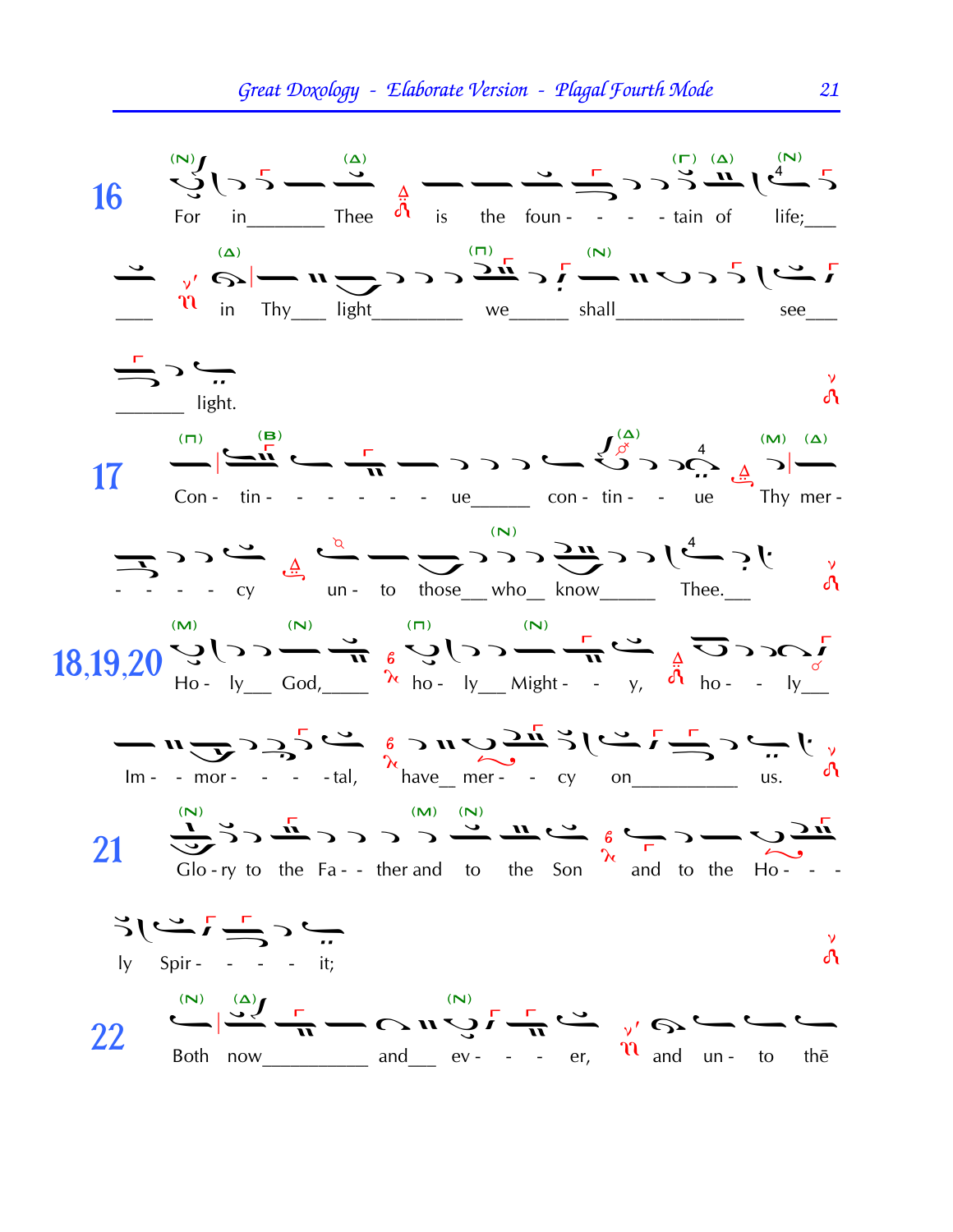**16** For in\_\_\_\_\_\_\_ Thee is the foun - - - - tain of life;\_\_\_ \_\_\_ in Thy\_\_\_ light\_\_\_\_\_\_\_\_ we\_\_\_\_\_ shall\_\_\_\_\_\_\_\_\_\_\_ see\_\_\_ \_\_\_\_\_\_ light.

**17** Con - tin - - - - - - ue\_\_\_\_\_ con - tin - - ue Thy mer - - - - - cy un - to those\_\_ who\_\_ know\_\_\_\_\_ Thee.\_\_\_

**18,19,20** Ho - ly\_\_ God,\_\_\_\_ ho - ly\_\_ Might - - y, ho - - ly\_\_\_ Im - - mor - - - - tal, have\_\_ mer - - cy on\_\_\_\_\_\_\_\_\_\_ us.

**21** Glo - ry to the Fa - - ther and to the Son and to the Ho - - - ly Spir - - - - it;

**22** Both now\_\_\_\_\_\_\_\_\_\_ and\_\_\_ ev - - - er, and un - to thē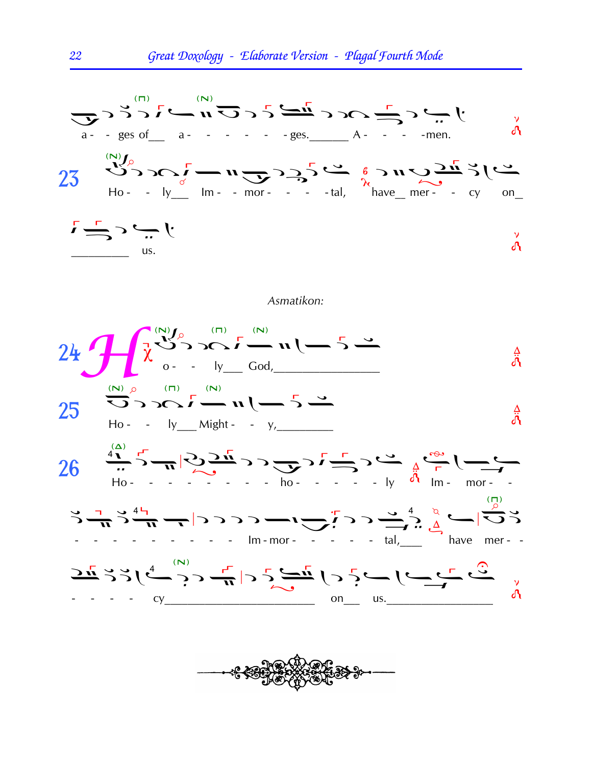a - - ges of___ a - - - - - - - ges.______ A - - - -men.

23 Ho - - ly___ Im - - mor - - - - tal, have__ mer - - cy on_

_________ us.

*Asmatikon:*

24 H o - - ly___ God,________________

25 Ho - - ly___ Might - - y,_________

26 Ho - - - - - - - - - ho - - - - - ly Im - mor - -

- - - - - - - - - - Im - mor - - - - - tal,____ have mer - -

- - - - cy________________________ on___ us.________________